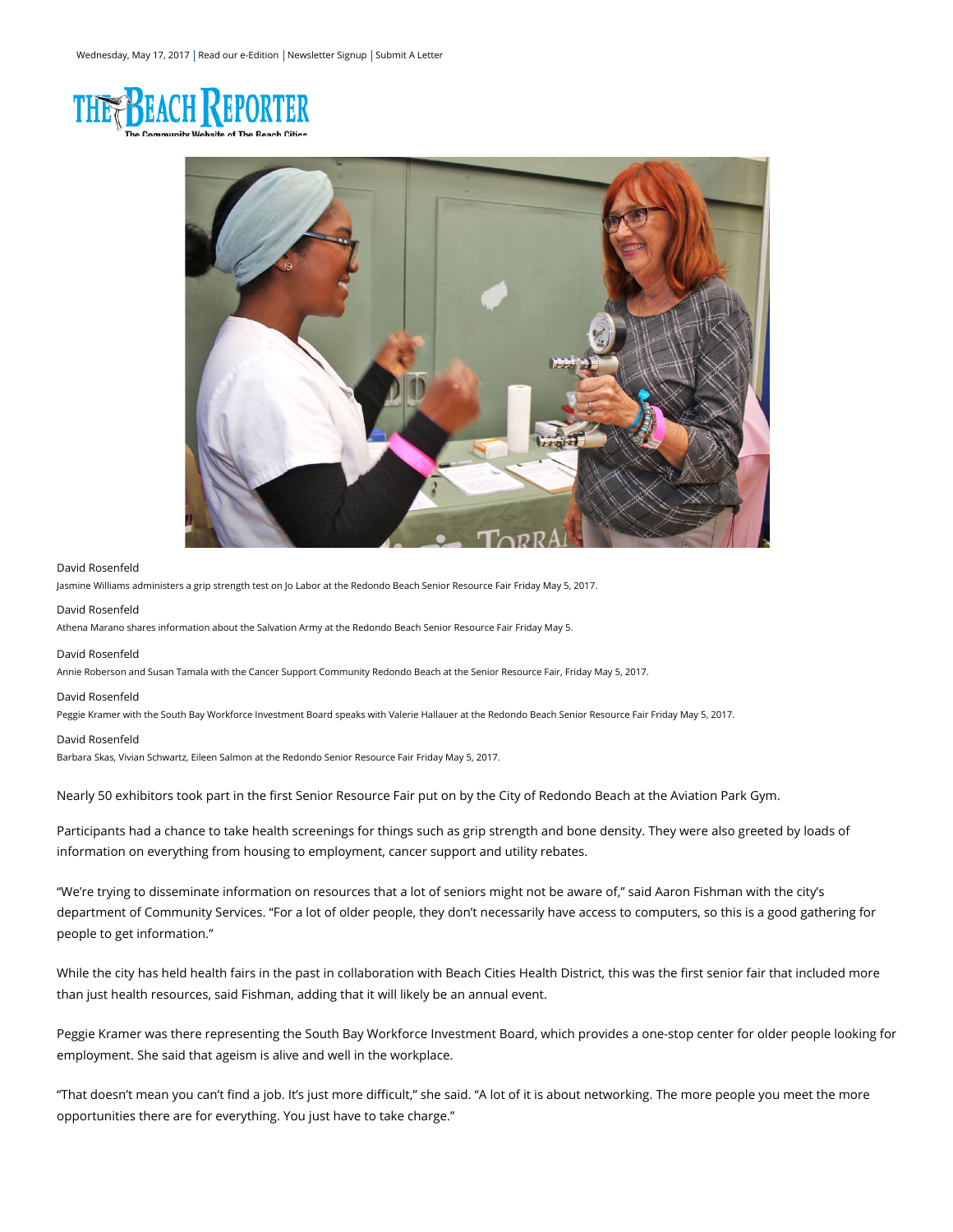Wednesday, May 17, 2017 | Read our e-Edition | Newsletter Signup | Submit A Letter

THE BEACH REPORTER
The Community Website of The Beach Cities

David Rosenfeld

Jasmine Williams administers a grip strength test on Jo Labor at the Redondo Beach Senior Resource Fair Friday May 5, 2017.

David Rosenfeld

Athena Marano shares information about the Salvation Army at the Redondo Beach Senior Resource Fair Friday May 5.

David Rosenfeld

Annie Roberson and Susan Tamala with the Cancer Support Community Redondo Beach at the Senior Resource Fair, Friday May 5, 2017.

David Rosenfeld

Peggie Kramer with the South Bay Workforce Investment Board speaks with Valerie Hallauer at the Redondo Beach Senior Resource Fair Friday May 5, 2017.

David Rosenfeld

Barbara Skas, Vivian Schwartz, Eileen Salmon at the Redondo Senior Resource Fair Friday May 5, 2017.

Nearly 50 exhibitors took part in the first Senior Resource Fair put on by the City of Redondo Beach at the Aviation Park Gym.

Participants had a chance to take health screenings for things such as grip strength and bone density. They were also greeted by loads of information on everything from housing to employment, cancer support and utility rebates.

"We're trying to disseminate information on resources that a lot of seniors might not be aware of," said Aaron Fishman with the city's department of Community Services. "For a lot of older people, they don't necessarily have access to computers, so this is a good gathering for people to get information."

While the city has held health fairs in the past in collaboration with Beach Cities Health District, this was the first senior fair that included more than just health resources, said Fishman, adding that it will likely be an annual event.

Peggie Kramer was there representing the South Bay Workforce Investment Board, which provides a one-stop center for older people looking for employment. She said that ageism is alive and well in the workplace.

"That doesn't mean you can't find a job. It's just more difficult," she said. "A lot of it is about networking. The more people you meet the more opportunities there are for everything. You just have to take charge."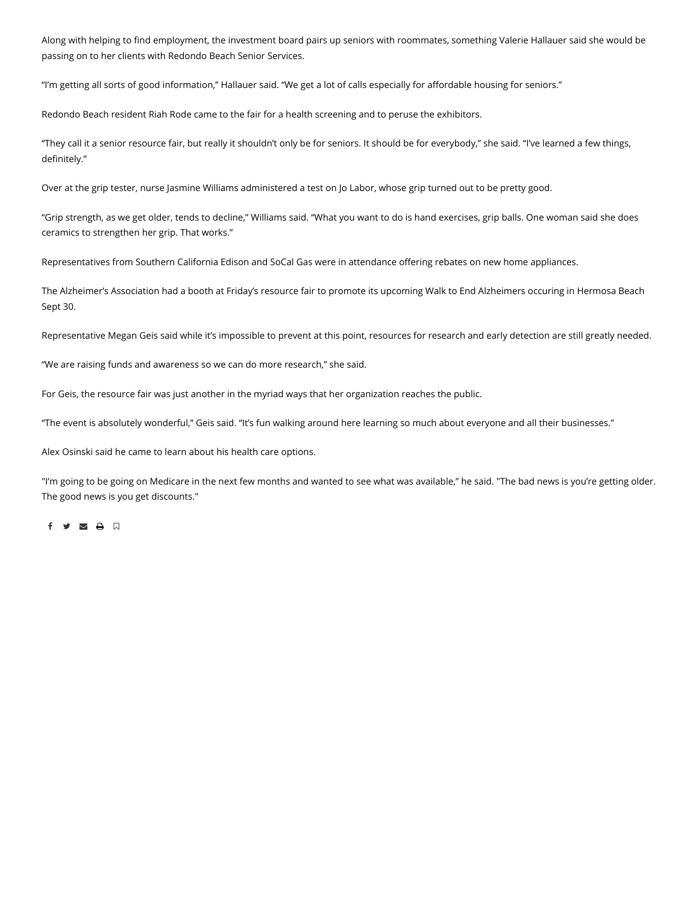Along with helping to find employment, the investment board pairs up seniors with roommates, something Valerie Hallauer said she would be passing on to her clients with Redondo Beach Senior Services.

“I’m getting all sorts of good information,” Hallauer said. “We get a lot of calls especially for affordable housing for seniors.”

Redondo Beach resident Riah Rode came to the fair for a health screening and to peruse the exhibitors.

“They call it a senior resource fair, but really it shouldn’t only be for seniors. It should be for everybody,” she said. “I’ve learned a few things, definitely.”

Over at the grip tester, nurse Jasmine Williams administered a test on Jo Labor, whose grip turned out to be pretty good.

“Grip strength, as we get older, tends to decline,” Williams said. “What you want to do is hand exercises, grip balls. One woman said she does ceramics to strengthen her grip. That works.”

Representatives from Southern California Edison and SoCal Gas were in attendance offering rebates on new home appliances.

The Alzheimer’s Association had a booth at Friday’s resource fair to promote its upcoming Walk to End Alzheimers occuring in Hermosa Beach Sept 30.

Representative Megan Geis said while it’s impossible to prevent at this point, resources for research and early detection are still greatly needed.

“We are raising funds and awareness so we can do more research,” she said.

For Geis, the resource fair was just another in the myriad ways that her organization reaches the public.

“The event is absolutely wonderful,” Geis said. “It’s fun walking around here learning so much about everyone and all their businesses.”

Alex Osinski said he came to learn about his health care options.

"I’m going to be going on Medicare in the next few months and wanted to see what was available,” he said. "The bad news is you’re getting older. The good news is you get discounts."